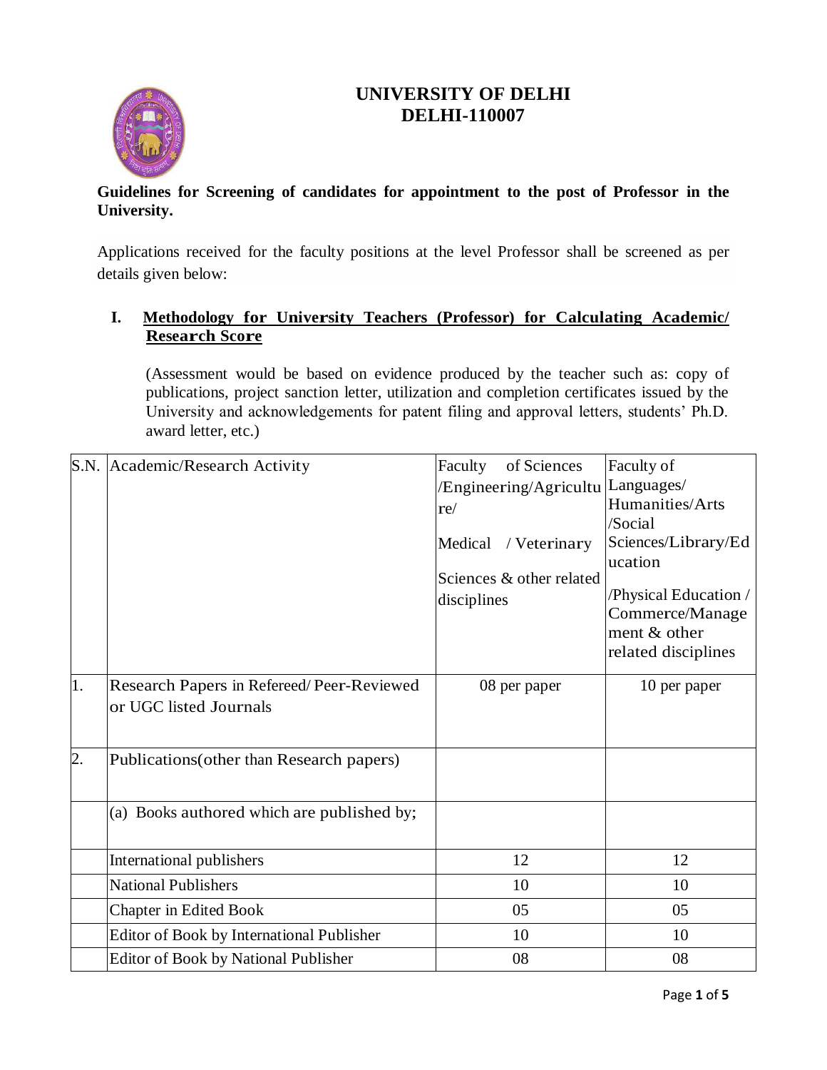# UNIVERSITY OF DELHI
# DELHI-110007

**Guidelines for Screening of candidates for appointment to the post of Professor in the University.**

Applications received for the faculty positions at the level Professor shall be screened as per details given below:

## I. Methodology for University Teachers (Professor) for Calculating Academic/ Research Score

(Assessment would be based on evidence produced by the teacher such as: copy of publications, project sanction letter, utilization and completion certificates issued by the University and acknowledgements for patent filing and approval letters, students' Ph.D. award letter, etc.)

| S.N. | Academic/Research Activity | Faculty of Sciences /Engineering/Agriculture/ Medical / Veterinary Sciences & other related disciplines | Faculty of Languages/ Humanities/Arts /Social Sciences/Library/Education /Physical Education / Commerce/Management & other related disciplines |
|---|---|---|---|
| 1. | Research Papers in Refereed/ Peer-Reviewed or UGC listed Journals | 08 per paper | 10 per paper |
| 2. | Publications(other than Research papers) | | |
| | (a) Books authored which are published by; | | |
| | International publishers | 12 | 12 |
| | National Publishers | 10 | 10 |
| | Chapter in Edited Book | 05 | 05 |
| | Editor of Book by International Publisher | 10 | 10 |
| | Editor of Book by National Publisher | 08 | 08 |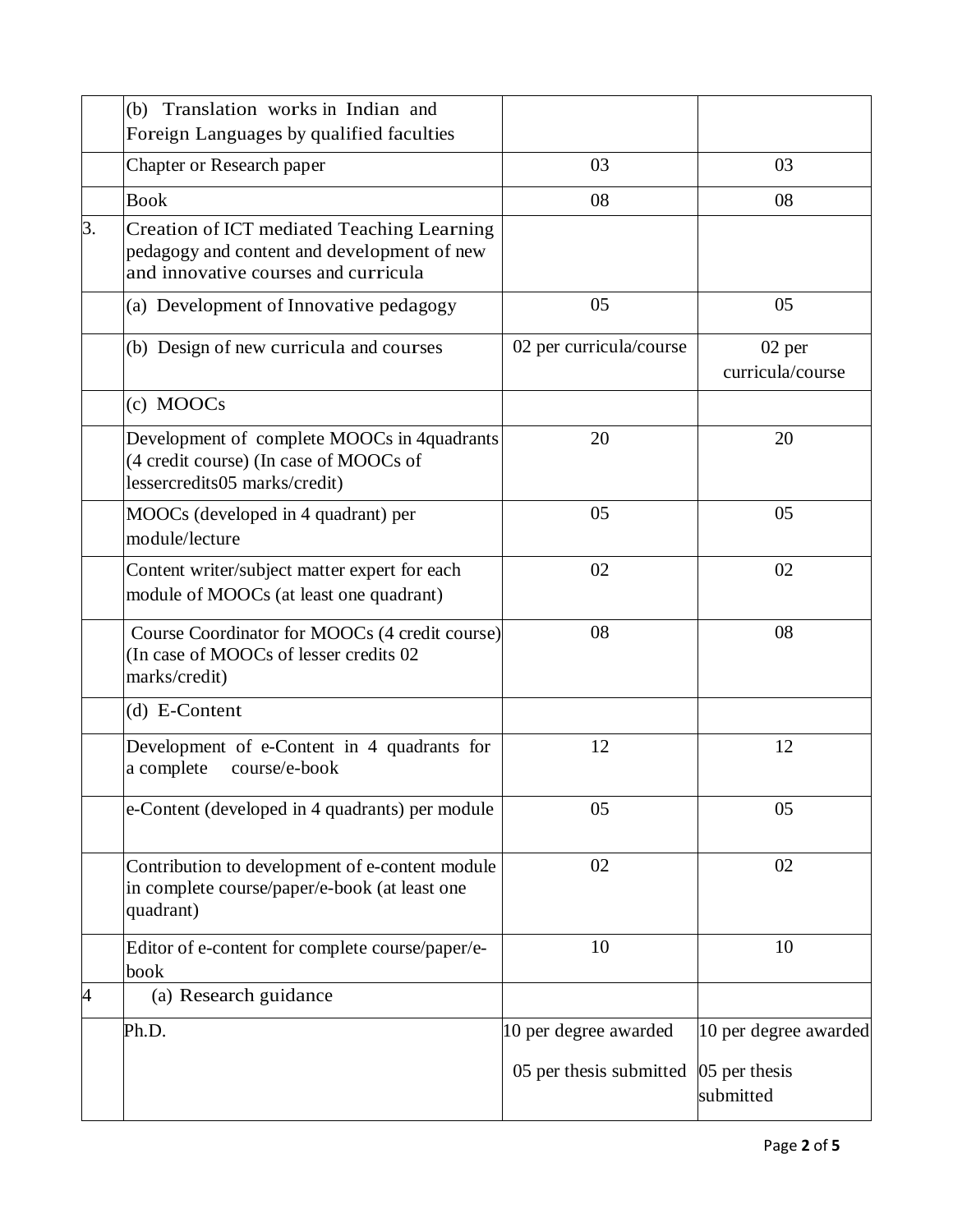| | | | |
|---|---|---|---|
| | (b) Translation works in Indian and Foreign Languages by qualified faculties | | |
| | Chapter or Research paper | 03 | 03 |
| | Book | 08 | 08 |
| 3. | Creation of ICT mediated Teaching Learning pedagogy and content and development of new and innovative courses and curricula | | |
| | (a) Development of Innovative pedagogy | 05 | 05 |
| | (b) Design of new curricula and courses | 02 per curricula/course | 02 per curricula/course |
| | (c) MOOCs | | |
| | Development of complete MOOCs in 4quadrants (4 credit course) (In case of MOOCs of lessercredits05 marks/credit) | 20 | 20 |
| | MOOCs (developed in 4 quadrant) per module/lecture | 05 | 05 |
| | Content writer/subject matter expert for each module of MOOCs (at least one quadrant) | 02 | 02 |
| | Course Coordinator for MOOCs (4 credit course) (In case of MOOCs of lesser credits 02 marks/credit) | 08 | 08 |
| | (d) E-Content | | |
| | Development of e-Content in 4 quadrants for a complete course/e-book | 12 | 12 |
| | e-Content (developed in 4 quadrants) per module | 05 | 05 |
| | Contribution to development of e-content module in complete course/paper/e-book (at least one quadrant) | 02 | 02 |
| | Editor of e-content for complete course/paper/e-book | 10 | 10 |
| 4 | (a) Research guidance | | |
| | Ph.D. | 10 per degree awarded<br>05 per thesis submitted | 10 per degree awarded<br>05 per thesis submitted |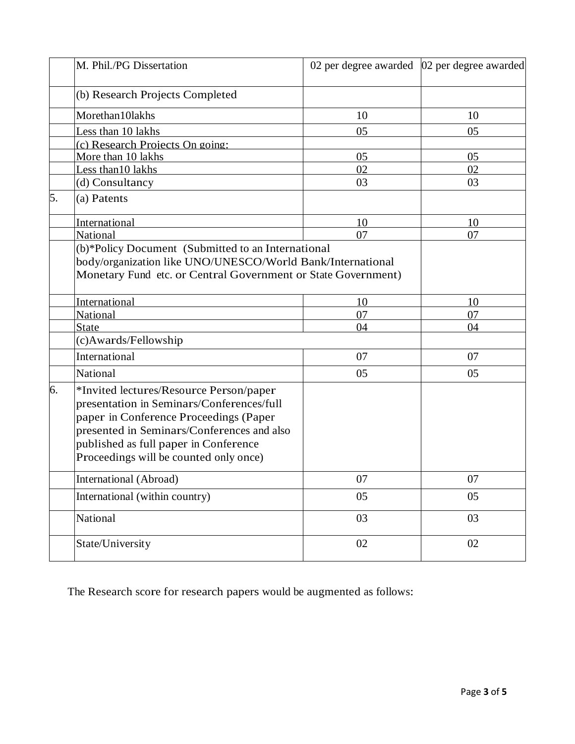| | | | |
|---|---|---|---|
| | M. Phil./PG Dissertation | 02 per degree awarded | 02 per degree awarded |
| | (b) Research Projects Completed | | |
| | Morethan10lakhs | 10 | 10 |
| | Less than 10 lakhs | 05 | 05 |
| | (c) Research Projects On going: | | |
| | More than 10 lakhs | 05 | 05 |
| | Less than10 lakhs | 02 | 02 |
| | (d) Consultancy | 03 | 03 |
| 5. | (a) Patents | | |
| | International | 10 | 10 |
| | National | 07 | 07 |
| | (b)*Policy Document (Submitted to an International body/organization like UNO/UNESCO/World Bank/International Monetary Fund etc. or Central Government or State Government) | | |
| | International | 10 | 10 |
| | National | 07 | 07 |
| | State | 04 | 04 |
| | (c)Awards/Fellowship | | |
| | International | 07 | 07 |
| | National | 05 | 05 |
| 6. | *Invited lectures/Resource Person/paper presentation in Seminars/Conferences/full paper in Conference Proceedings (Paper presented in Seminars/Conferences and also published as full paper in Conference Proceedings will be counted only once) | | |
| | International (Abroad) | 07 | 07 |
| | International (within country) | 05 | 05 |
| | National | 03 | 03 |
| | State/University | 02 | 02 |

The Research score for research papers would be augmented as follows: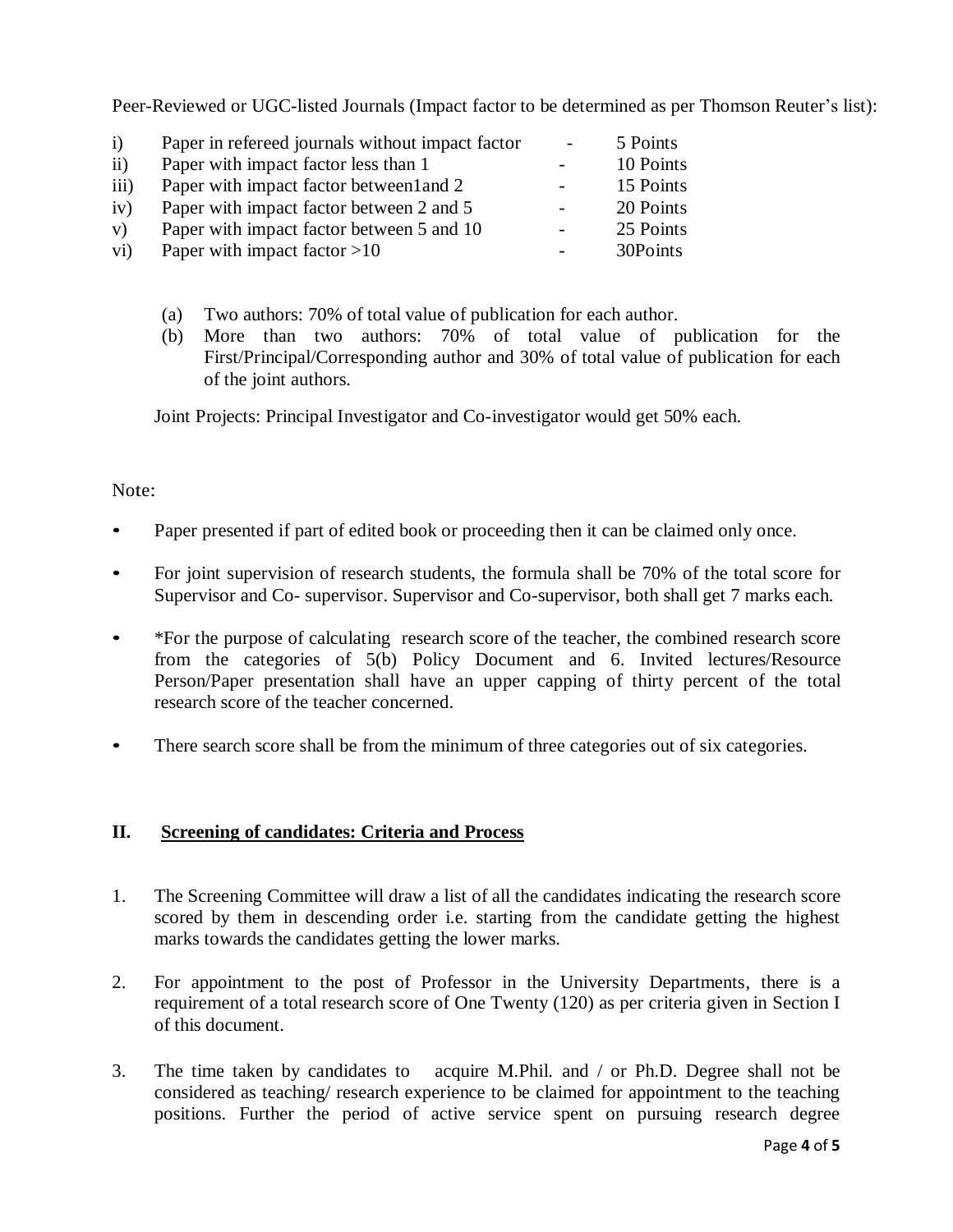Peer-Reviewed or UGC-listed Journals (Impact factor to be determined as per Thomson Reuter's list):

| | | | |
|---|---|---|---|
| i) | Paper in refereed journals without impact factor | - | 5 Points |
| ii) | Paper with impact factor less than 1 | - | 10 Points |
| iii) | Paper with impact factor between1and 2 | - | 15 Points |
| iv) | Paper with impact factor between 2 and 5 | - | 20 Points |
| v) | Paper with impact factor between 5 and 10 | - | 25 Points |
| vi) | Paper with impact factor >10 | - | 30Points |

(a) Two authors: 70% of total value of publication for each author.

(b) More than two authors: 70% of total value of publication for the First/Principal/Corresponding author and 30% of total value of publication for each of the joint authors.

Joint Projects: Principal Investigator and Co-investigator would get 50% each.

Note:

- Paper presented if part of edited book or proceeding then it can be claimed only once.
- For joint supervision of research students, the formula shall be 70% of the total score for Supervisor and Co- supervisor. Supervisor and Co-supervisor, both shall get 7 marks each.
- *For the purpose of calculating research score of the teacher, the combined research score from the categories of 5(b) Policy Document and 6. Invited lectures/Resource Person/Paper presentation shall have an upper capping of thirty percent of the total research score of the teacher concerned.
- There search score shall be from the minimum of three categories out of six categories.

## II. Screening of candidates: Criteria and Process

1. The Screening Committee will draw a list of all the candidates indicating the research score scored by them in descending order i.e. starting from the candidate getting the highest marks towards the candidates getting the lower marks.

2. For appointment to the post of Professor in the University Departments, there is a requirement of a total research score of One Twenty (120) as per criteria given in Section I of this document.

3. The time taken by candidates to acquire M.Phil. and / or Ph.D. Degree shall not be considered as teaching/ research experience to be claimed for appointment to the teaching positions. Further the period of active service spent on pursuing research degree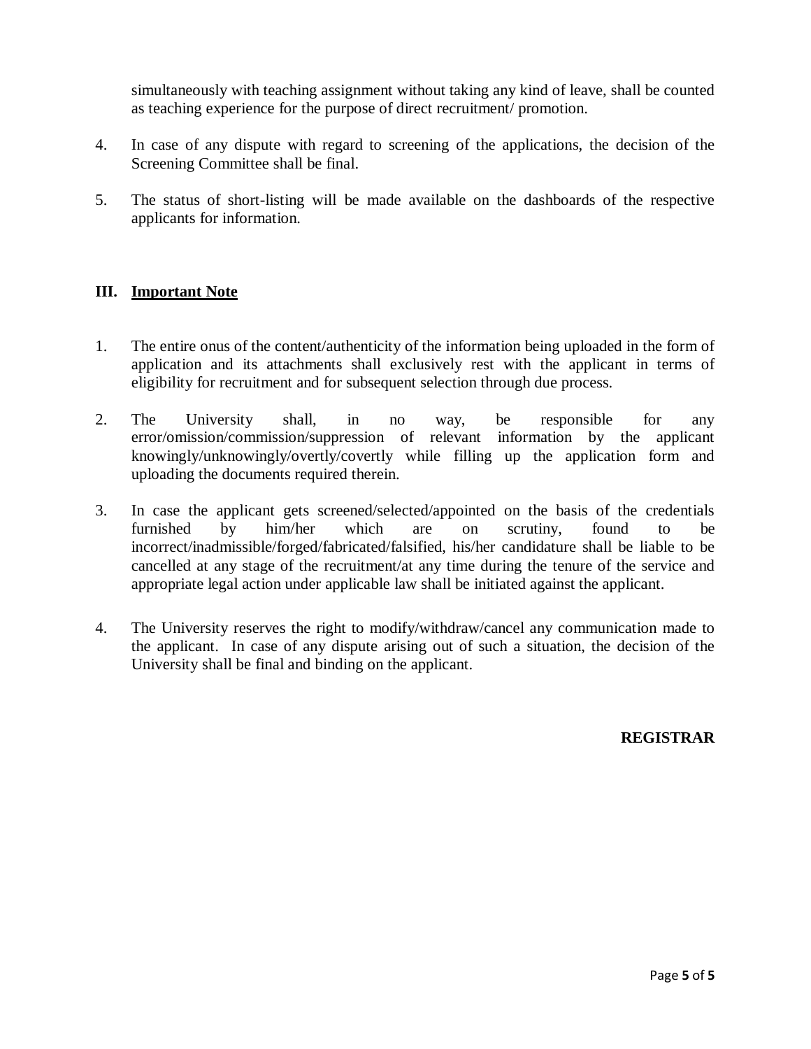simultaneously with teaching assignment without taking any kind of leave, shall be counted as teaching experience for the purpose of direct recruitment/ promotion.

4. In case of any dispute with regard to screening of the applications, the decision of the Screening Committee shall be final.

5. The status of short-listing will be made available on the dashboards of the respective applicants for information.

## III. Important Note

1. The entire onus of the content/authenticity of the information being uploaded in the form of application and its attachments shall exclusively rest with the applicant in terms of eligibility for recruitment and for subsequent selection through due process.

2. The University shall, in no way, be responsible for any error/omission/commission/suppression of relevant information by the applicant knowingly/unknowingly/overtly/covertly while filling up the application form and uploading the documents required therein.

3. In case the applicant gets screened/selected/appointed on the basis of the credentials furnished by him/her which are on scrutiny, found to be incorrect/inadmissible/forged/fabricated/falsified, his/her candidature shall be liable to be cancelled at any stage of the recruitment/at any time during the tenure of the service and appropriate legal action under applicable law shall be initiated against the applicant.

4. The University reserves the right to modify/withdraw/cancel any communication made to the applicant. In case of any dispute arising out of such a situation, the decision of the University shall be final and binding on the applicant.

**REGISTRAR**